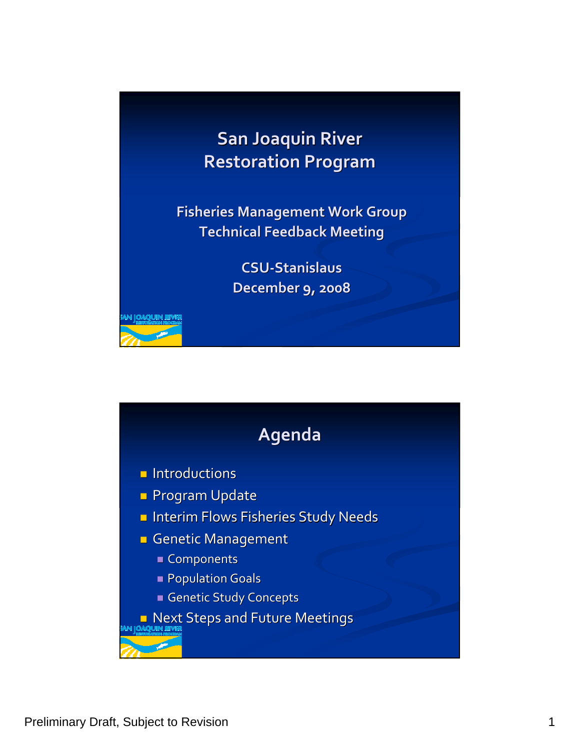# San Joaquin River Restoration Program

## Fisheries Management Work Group Technical Feedback Meeting

CSU-Stanislaus

December 9, 2008

## Agenda

- Introductions
- Program Update
- Interim Flows Fisheries Study Needs
- Genetic Management
  - Components
  - Population Goals
  - Genetic Study Concepts
- Next Steps and Future Meetings

Preliminary Draft, Subject to Revision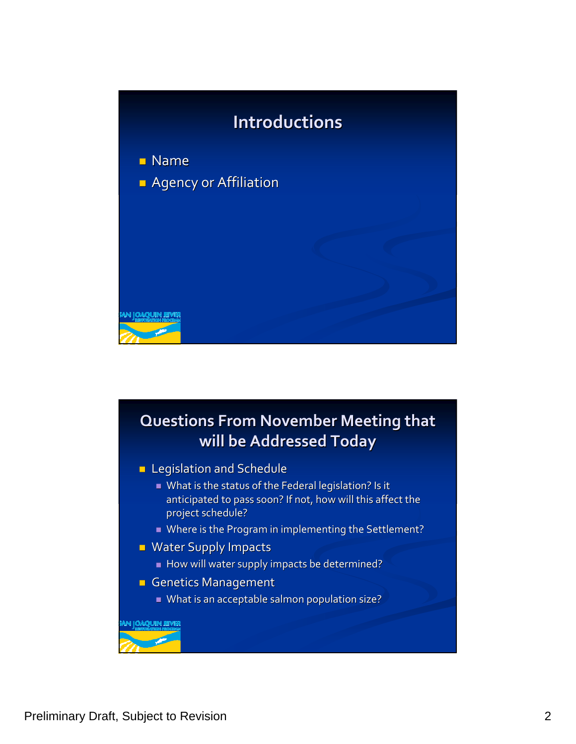## Introductions

- Name
- Agency or Affiliation

## Questions From November Meeting that will be Addressed Today

- Legislation and Schedule
  - What is the status of the Federal legislation? Is it anticipated to pass soon? If not, how will this affect the project schedule?
  - Where is the Program in implementing the Settlement?
- Water Supply Impacts
  - How will water supply impacts be determined?
- Genetics Management
  - What is an acceptable salmon population size?

Preliminary Draft, Subject to Revision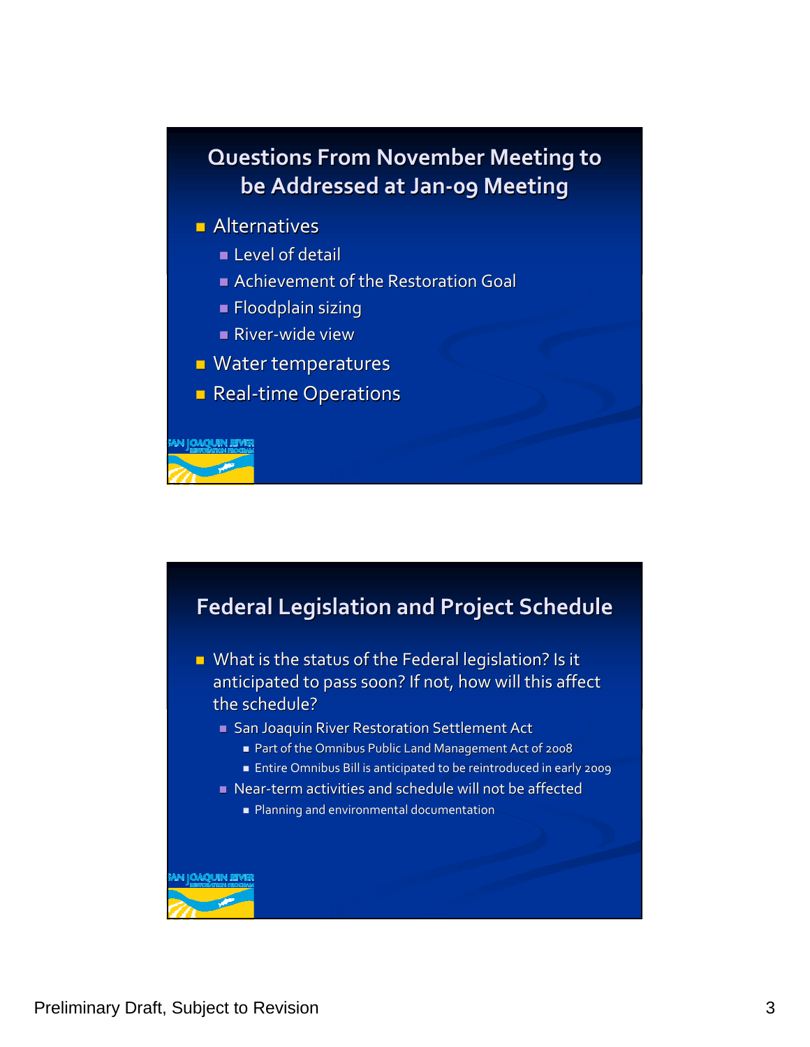## Questions From November Meeting to be Addressed at Jan-09 Meeting

- Alternatives
  - Level of detail
  - Achievement of the Restoration Goal
  - Floodplain sizing
  - River-wide view
- Water temperatures
- Real-time Operations

## Federal Legislation and Project Schedule

- What is the status of the Federal legislation? Is it anticipated to pass soon? If not, how will this affect the schedule?
  - San Joaquin River Restoration Settlement Act
    - Part of the Omnibus Public Land Management Act of 2008
    - Entire Omnibus Bill is anticipated to be reintroduced in early 2009
  - Near-term activities and schedule will not be affected
    - Planning and environmental documentation

Preliminary Draft, Subject to Revision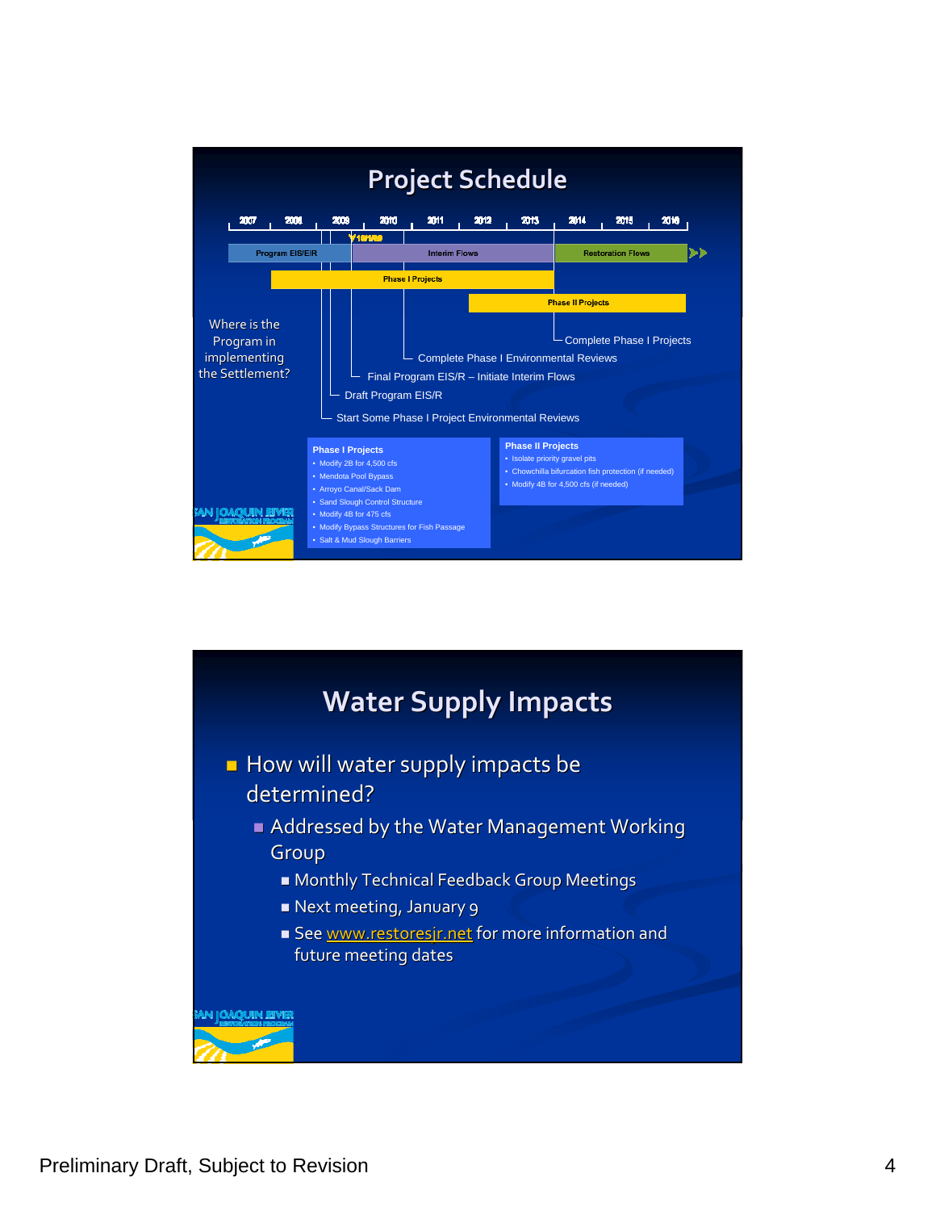## Project Schedule

2007 | 2008 | 2009 | 2010 | 2011 | 2012 | 2013 | 2014 | 2015 | 2016

10/1/09

Program EIS/EIR — Interim Flows — Restoration Flows

Phase I Projects

Phase II Projects

Where is the Program in implementing the Settlement?

- Complete Phase I Projects
- Complete Phase I Environmental Reviews
- Final Program EIS/R – Initiate Interim Flows
- Draft Program EIS/R
- Start Some Phase I Project Environmental Reviews

**Phase I Projects**

- Modify 2B for 4,500 cfs
- Mendota Pool Bypass
- Arroyo Canal/Sack Dam
- Sand Slough Control Structure
- Modify 4B for 475 cfs
- Modify Bypass Structures for Fish Passage
- Salt & Mud Slough Barriers

**Phase II Projects**

- Isolate priority gravel pits
- Chowchilla bifurcation fish protection (if needed)
- Modify 4B for 4,500 cfs (if needed)

SAN JOAQUIN RIVER RESTORATION PROGRAM

## Water Supply Impacts

- How will water supply impacts be determined?
  - Addressed by the Water Management Working Group
    - Monthly Technical Feedback Group Meetings
    - Next meeting, January 9
    - See www.restoresjr.net for more information and future meeting dates

SAN JOAQUIN RIVER RESTORATION PROGRAM

Preliminary Draft, Subject to Revision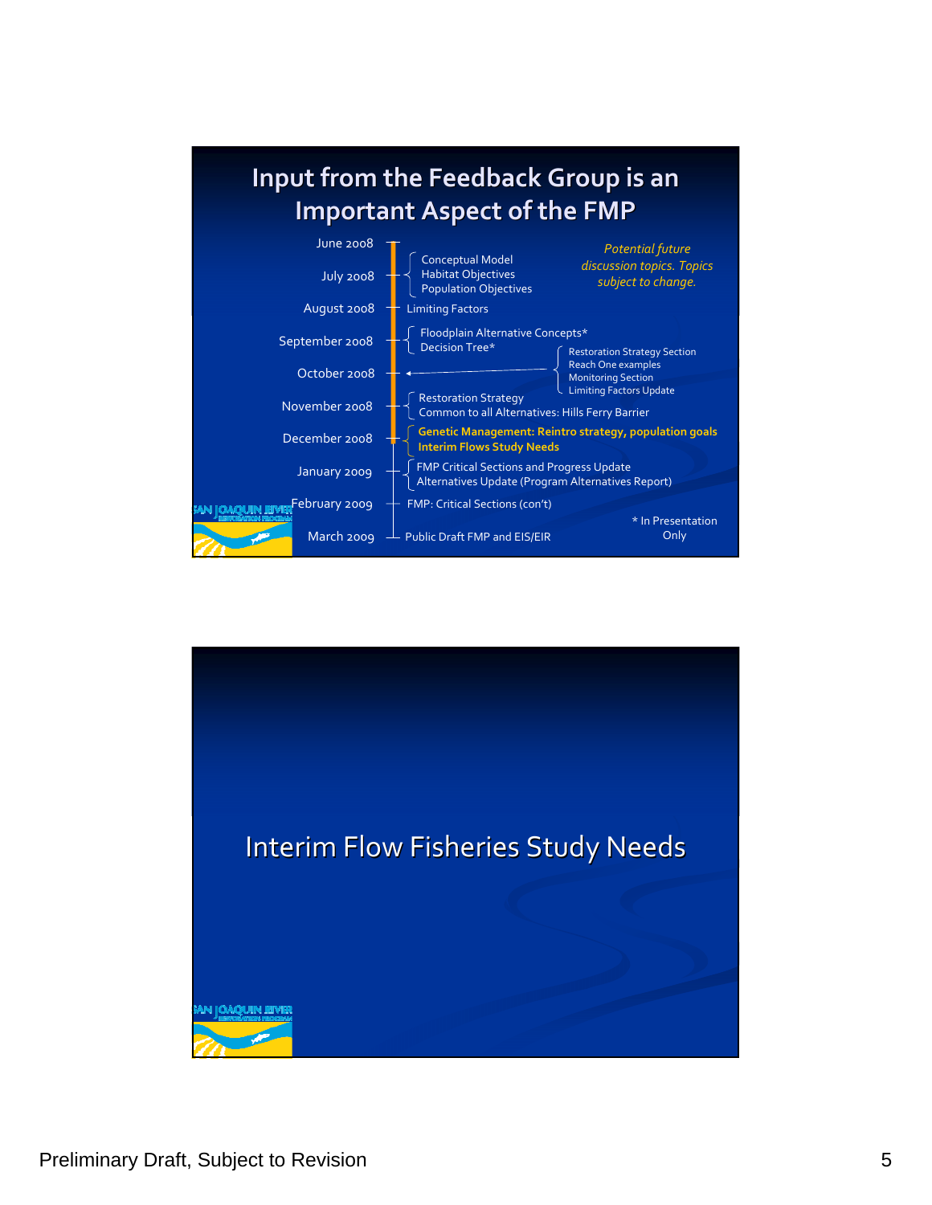# Input from the Feedback Group is an Important Aspect of the FMP

*Potential future discussion topics. Topics subject to change.*

| Month | Topics |
|---|---|
| June 2008 | |
| July 2008 | Conceptual Model; Habitat Objectives; Population Objectives |
| August 2008 | Limiting Factors |
| September 2008 | Floodplain Alternative Concepts*; Decision Tree* |
| October 2008 | Restoration Strategy Section; Reach One examples; Monitoring Section; Limiting Factors Update |
| November 2008 | Restoration Strategy; Common to all Alternatives: Hills Ferry Barrier |
| December 2008 | **Genetic Management: Reintro strategy, population goals**; **Interim Flows Study Needs** |
| January 2009 | FMP Critical Sections and Progress Update; Alternatives Update (Program Alternatives Report) |
| February 2009 | FMP: Critical Sections (con't) |
| March 2009 | Public Draft FMP and EIS/EIR |

\* In Presentation Only

SAN JOAQUIN RIVER RESTORATION PROGRAM

# Interim Flow Fisheries Study Needs

SAN JOAQUIN RIVER RESTORATION PROGRAM

Preliminary Draft, Subject to Revision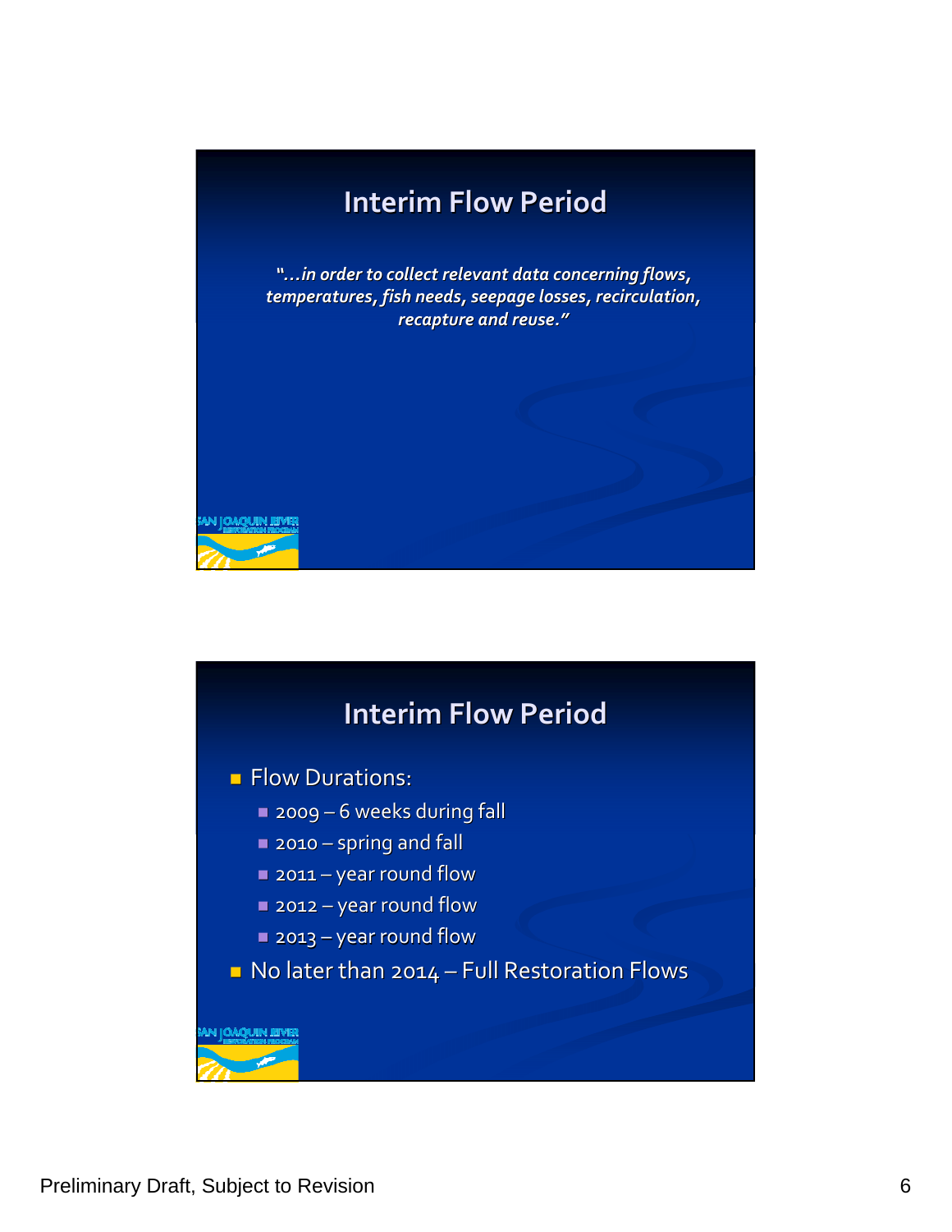## Interim Flow Period

*"…in order to collect relevant data concerning flows, temperatures, fish needs, seepage losses, recirculation, recapture and reuse."*

## Interim Flow Period

- Flow Durations:
  - 2009 – 6 weeks during fall
  - 2010 – spring and fall
  - 2011 – year round flow
  - 2012 – year round flow
  - 2013 – year round flow
- No later than 2014 – Full Restoration Flows

Preliminary Draft, Subject to Revision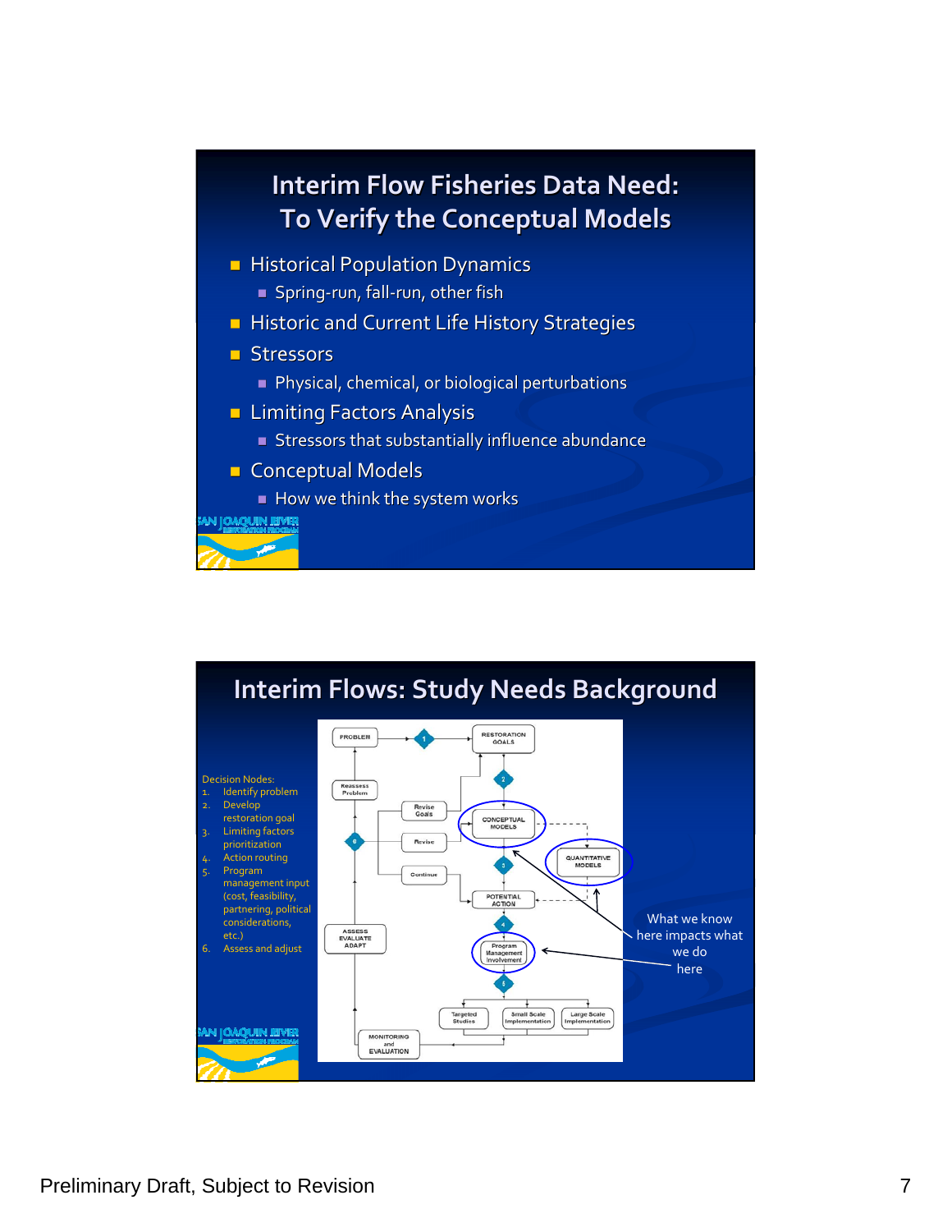## Interim Flow Fisheries Data Need: To Verify the Conceptual Models

- Historical Population Dynamics
  - Spring-run, fall-run, other fish
- Historic and Current Life History Strategies
- Stressors
  - Physical, chemical, or biological perturbations
- Limiting Factors Analysis
  - Stressors that substantially influence abundance
- Conceptual Models
  - How we think the system works

## Interim Flows: Study Needs Background

Decision Nodes:

1. Identify problem
2. Develop restoration goal
3. Limiting factors prioritization
4. Action routing
5. Program management input (cost, feasibility, partnering, political considerations, etc.)
6. Assess and adjust

PROBLEM → 1 → RESTORATION GOALS → 2 → CONCEPTUAL MODELS → 3 → POTENTIAL ACTION → 4 → Program Management Involvement → 5 → Targeted Studies / Small Scale Implementation / Large Scale Implementation → MONITORING and EVALUATION → ASSESS EVALUATE ADAPT → 6 → Reassess Problem / Revise Goals / Revise / Continue

QUANTITATIVE MODELS

What we know here impacts what we do here

Preliminary Draft, Subject to Revision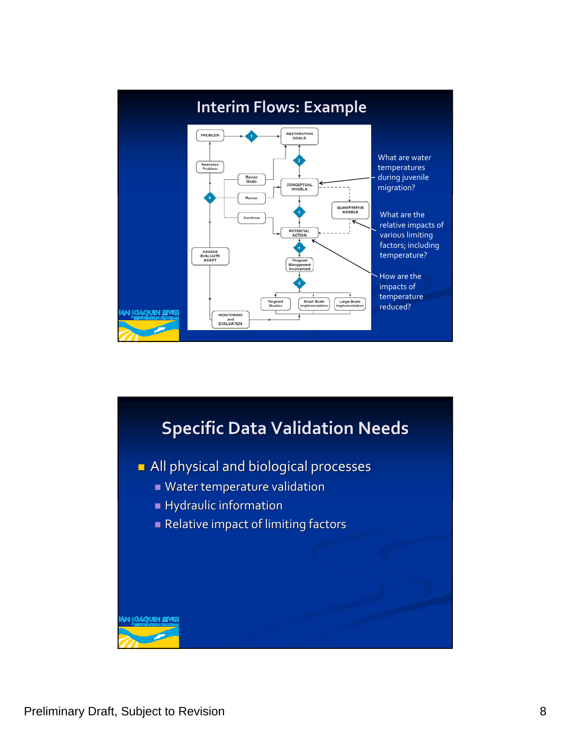## Interim Flows: Example

PROBLEM → 1 → RESTORATION GOALS → 2 → CONCEPTUAL MODELS → 3 → POTENTIAL ACTION → 4 → Program Management Involvement → 5 → Targeted Studies / Small Scale Implementation / Large Scale Implementation → MONITORING and EVALUATION → ASSESS EVALUATE ADAPT → 6 → Reassess Problem / Revise Goals / Revise / Continue

QUANTITATIVE MODELS

What are water temperatures during juvenile migration?

What are the relative impacts of various limiting factors; including temperature?

How are the impacts of temperature reduced?

SAN JOAQUIN RIVER RESTORATION PROGRAM

## Specific Data Validation Needs

- All physical and biological processes
  - Water temperature validation
  - Hydraulic information
  - Relative impact of limiting factors

SAN JOAQUIN RIVER RESTORATION PROGRAM

Preliminary Draft, Subject to Revision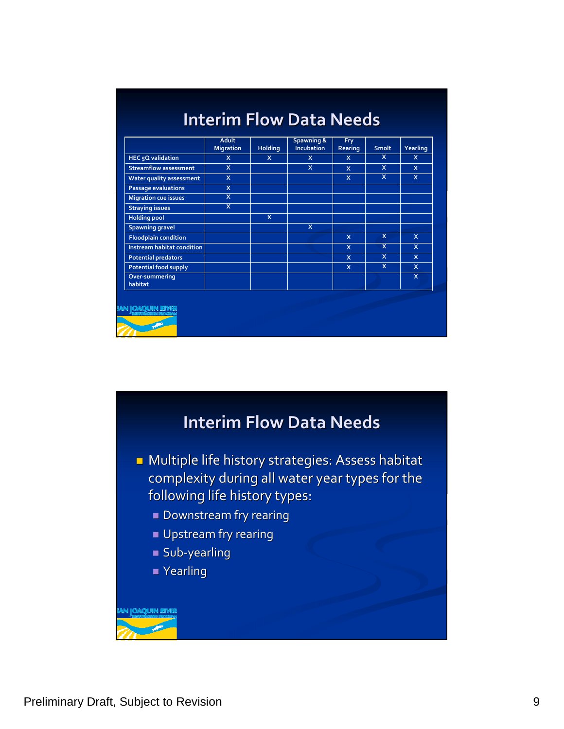## Interim Flow Data Needs

| | Adult Migration | Holding | Spawning & Incubation | Fry Rearing | Smolt | Yearling |
|---|---|---|---|---|---|---|
| HEC 5Q validation | X | X | X | X | X | X |
| Streamflow assessment | X | | X | X | X | X |
| Water quality assessment | X | | | X | X | X |
| Passage evaluations | X | | | | | |
| Migration cue issues | X | | | | | |
| Straying issues | X | | | | | |
| Holding pool | | X | | | | |
| Spawning gravel | | | X | | | |
| Floodplain condition | | | | X | X | X |
| Instream habitat condition | | | | X | X | X |
| Potential predators | | | | X | X | X |
| Potential food supply | | | | X | X | X |
| Over-summering habitat | | | | | | X |

## Interim Flow Data Needs

- Multiple life history strategies: Assess habitat complexity during all water year types for the following life history types:
  - Downstream fry rearing
  - Upstream fry rearing
  - Sub-yearling
  - Yearling

Preliminary Draft, Subject to Revision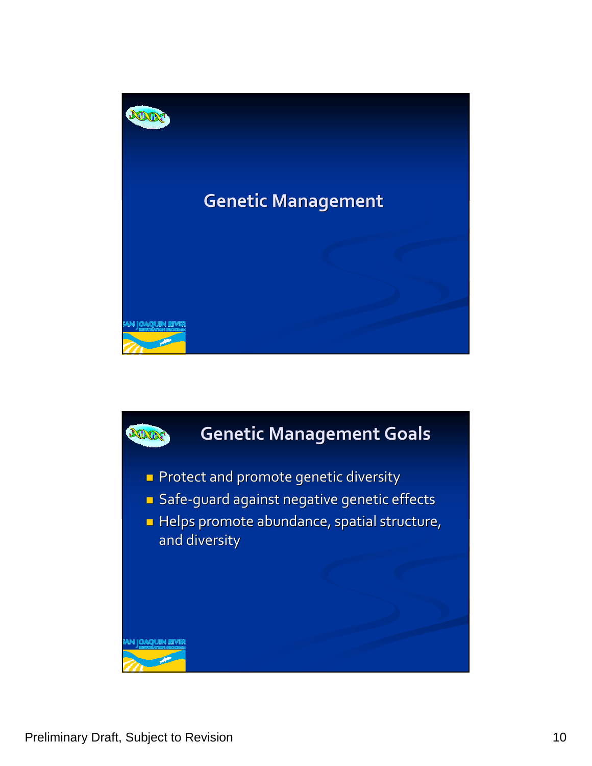# Genetic Management

## Genetic Management Goals

- Protect and promote genetic diversity
- Safe-guard against negative genetic effects
- Helps promote abundance, spatial structure, and diversity

Preliminary Draft, Subject to Revision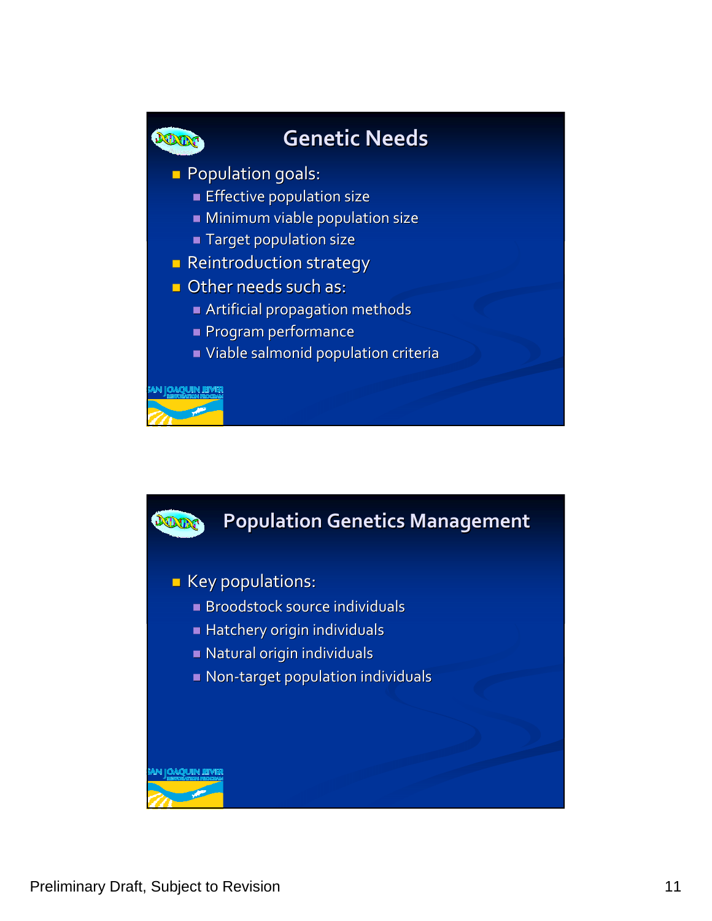## Genetic Needs

- Population goals:
  - Effective population size
  - Minimum viable population size
  - Target population size
- Reintroduction strategy
- Other needs such as:
  - Artificial propagation methods
  - Program performance
  - Viable salmonid population criteria

## Population Genetics Management

- Key populations:
  - Broodstock source individuals
  - Hatchery origin individuals
  - Natural origin individuals
  - Non-target population individuals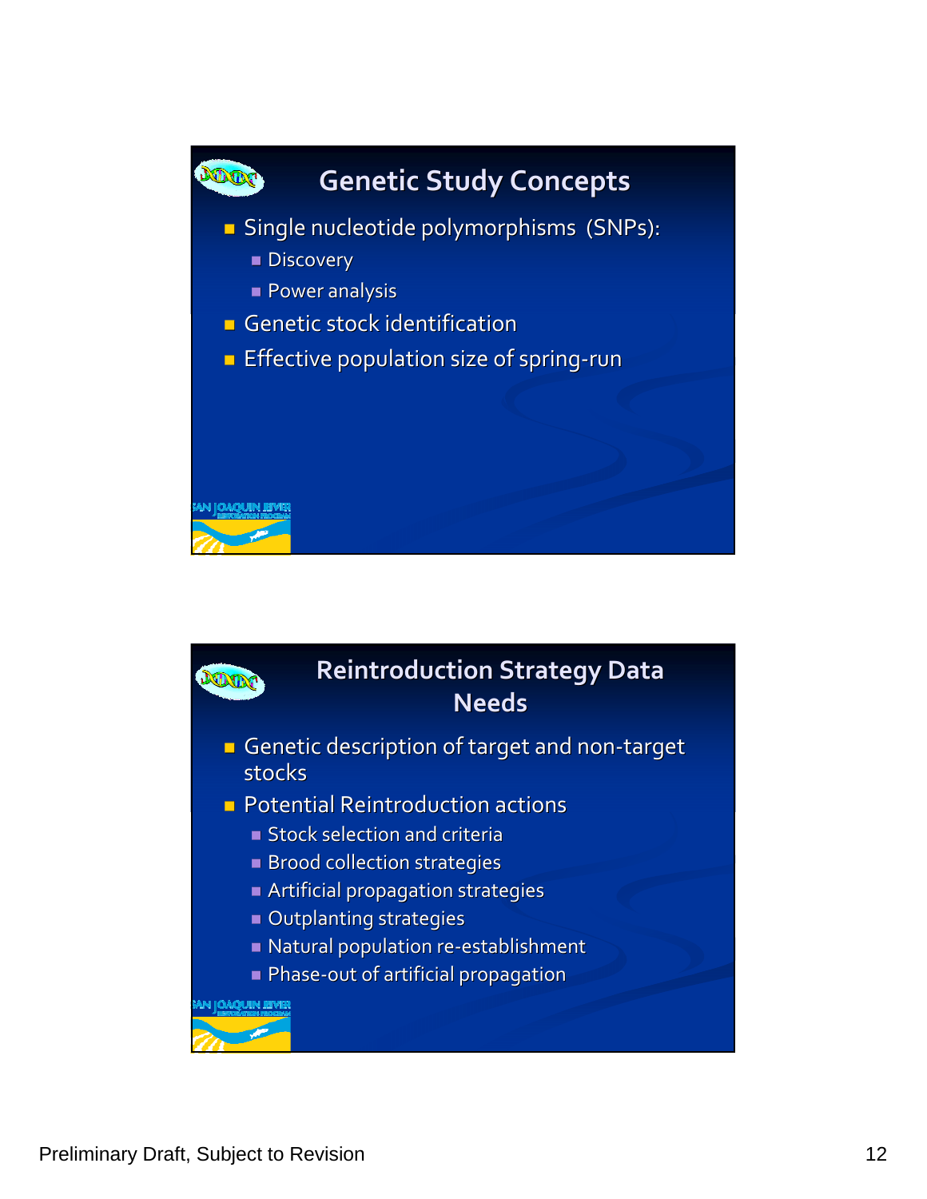## Genetic Study Concepts

- Single nucleotide polymorphisms (SNPs):
  - Discovery
  - Power analysis
- Genetic stock identification
- Effective population size of spring-run

## Reintroduction Strategy Data Needs

- Genetic description of target and non-target stocks
- Potential Reintroduction actions
  - Stock selection and criteria
  - Brood collection strategies
  - Artificial propagation strategies
  - Outplanting strategies
  - Natural population re-establishment
  - Phase-out of artificial propagation

Preliminary Draft, Subject to Revision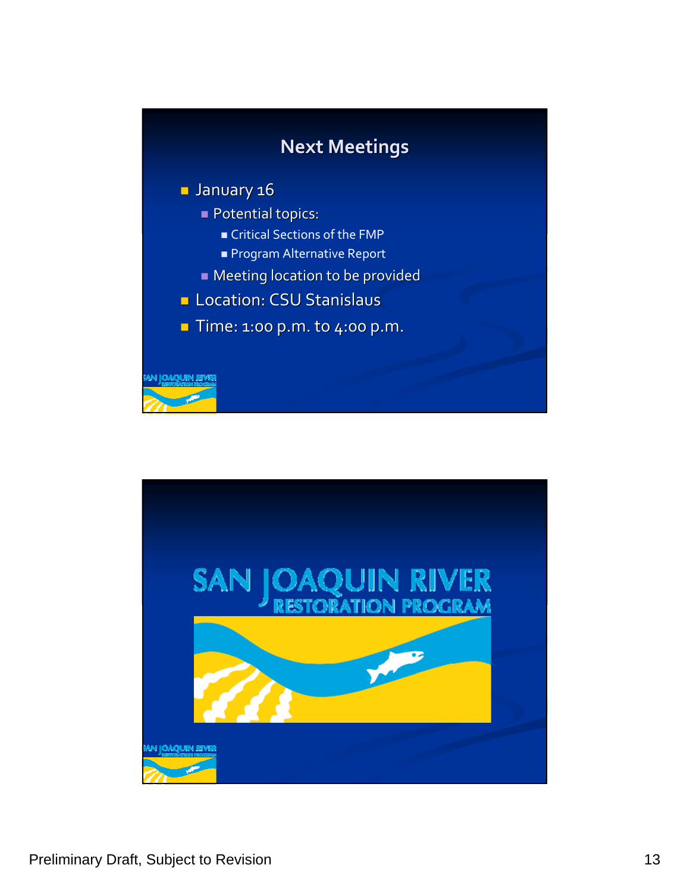## Next Meetings

- January 16
  - Potential topics:
    - Critical Sections of the FMP
    - Program Alternative Report
  - Meeting location to be provided
- Location: CSU Stanislaus
- Time: 1:00 p.m. to 4:00 p.m.

SAN JOAQUIN RIVER RESTORATION PROGRAM

Preliminary Draft, Subject to Revision